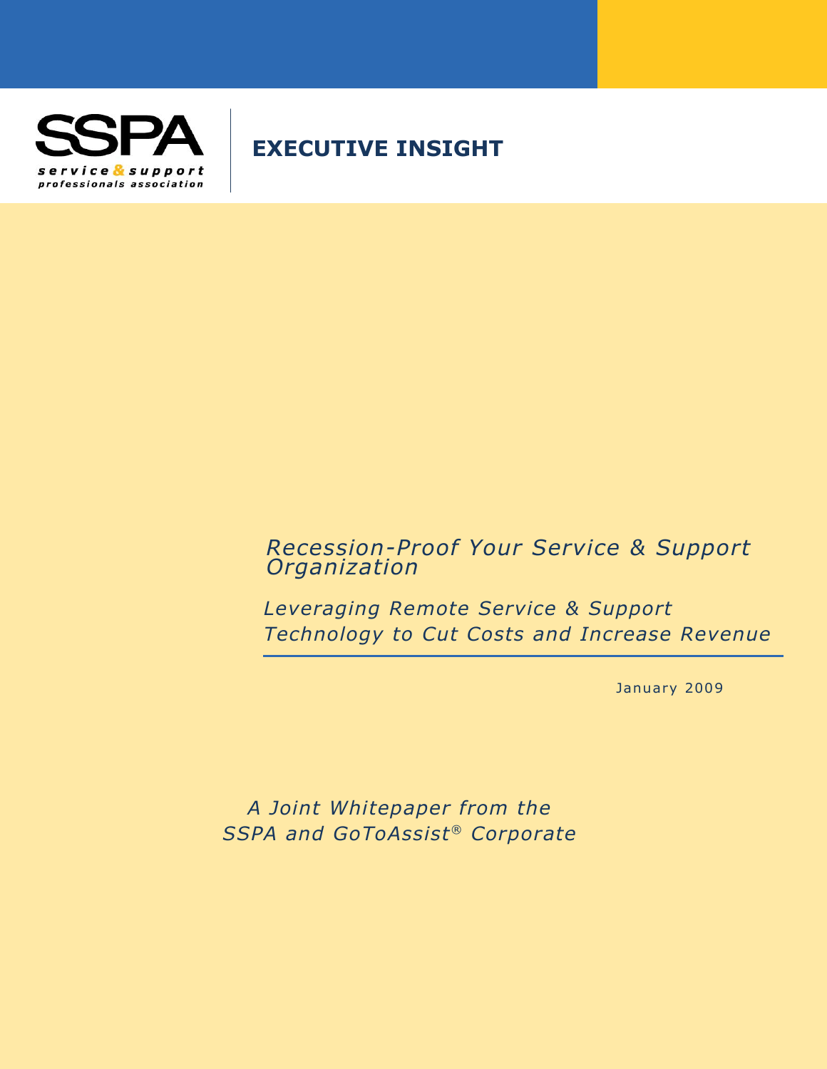SSPA

service & support professionals association

**EXECUTIVE INSIGHT**

# *Recession-Proof Your Service & Support Organization*

## *Leveraging Remote Service & Support Technology to Cut Costs and Increase Revenue*

January 2009

*A Joint Whitepaper from the SSPA and GoToAssist® Corporate*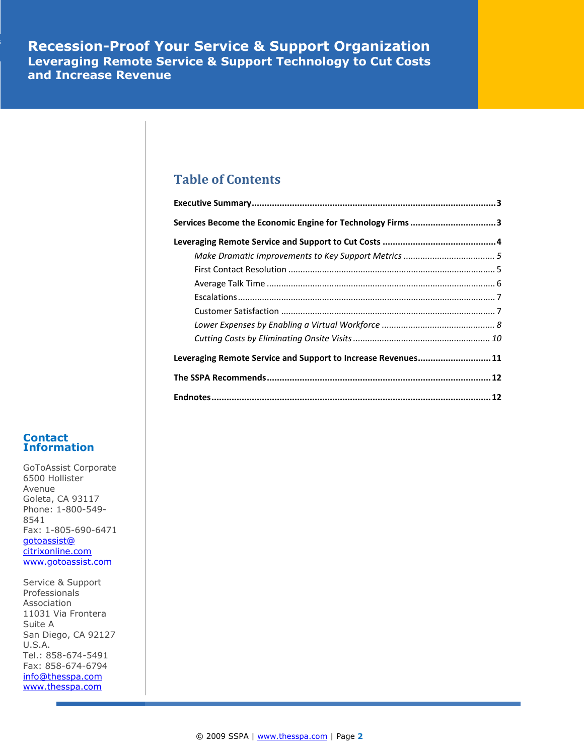# Recession-Proof Your Service & Support Organization

## Leveraging Remote Service & Support Technology to Cut Costs and Increase Revenue

## Table of Contents

**Executive Summary** ... **3**

**Services Become the Economic Engine for Technology Firms** ... **3**

**Leveraging Remote Service and Support to Cut Costs** ... **4**

- *Make Dramatic Improvements to Key Support Metrics* ... *5*
  - First Contact Resolution ... 5
  - Average Talk Time ... 6
  - Escalations ... 7
  - Customer Satisfaction ... 7
- *Lower Expenses by Enabling a Virtual Workforce* ... *8*
- *Cutting Costs by Eliminating Onsite Visits* ... *10*

**Leveraging Remote Service and Support to Increase Revenues** ... **11**

**The SSPA Recommends** ... **12**

**Endnotes** ... **12**

### Contact Information

GoToAssist Corporate
6500 Hollister Avenue
Goleta, CA 93117
Phone: 1-800-549-8541
Fax: 1-805-690-6471
gotoassist@citrixonline.com
www.gotoassist.com

Service & Support Professionals Association
11031 Via Frontera
Suite A
San Diego, CA 92127
U.S.A.
Tel.: 858-674-5491
Fax: 858-674-6794
info@thesspa.com
www.thesspa.com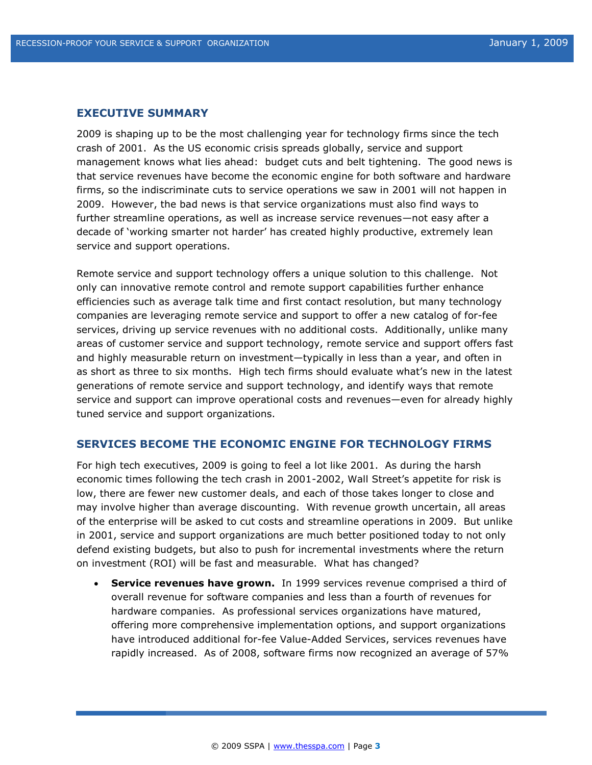## EXECUTIVE SUMMARY

2009 is shaping up to be the most challenging year for technology firms since the tech crash of 2001. As the US economic crisis spreads globally, service and support management knows what lies ahead: budget cuts and belt tightening. The good news is that service revenues have become the economic engine for both software and hardware firms, so the indiscriminate cuts to service operations we saw in 2001 will not happen in 2009. However, the bad news is that service organizations must also find ways to further streamline operations, as well as increase service revenues—not easy after a decade of 'working smarter not harder' has created highly productive, extremely lean service and support operations.

Remote service and support technology offers a unique solution to this challenge. Not only can innovative remote control and remote support capabilities further enhance efficiencies such as average talk time and first contact resolution, but many technology companies are leveraging remote service and support to offer a new catalog of for-fee services, driving up service revenues with no additional costs. Additionally, unlike many areas of customer service and support technology, remote service and support offers fast and highly measurable return on investment—typically in less than a year, and often in as short as three to six months. High tech firms should evaluate what's new in the latest generations of remote service and support technology, and identify ways that remote service and support can improve operational costs and revenues—even for already highly tuned service and support organizations.

## SERVICES BECOME THE ECONOMIC ENGINE FOR TECHNOLOGY FIRMS

For high tech executives, 2009 is going to feel a lot like 2001. As during the harsh economic times following the tech crash in 2001-2002, Wall Street's appetite for risk is low, there are fewer new customer deals, and each of those takes longer to close and may involve higher than average discounting. With revenue growth uncertain, all areas of the enterprise will be asked to cut costs and streamline operations in 2009. But unlike in 2001, service and support organizations are much better positioned today to not only defend existing budgets, but also to push for incremental investments where the return on investment (ROI) will be fast and measurable. What has changed?

- **Service revenues have grown.** In 1999 services revenue comprised a third of overall revenue for software companies and less than a fourth of revenues for hardware companies. As professional services organizations have matured, offering more comprehensive implementation options, and support organizations have introduced additional for-fee Value-Added Services, services revenues have rapidly increased. As of 2008, software firms now recognized an average of 57%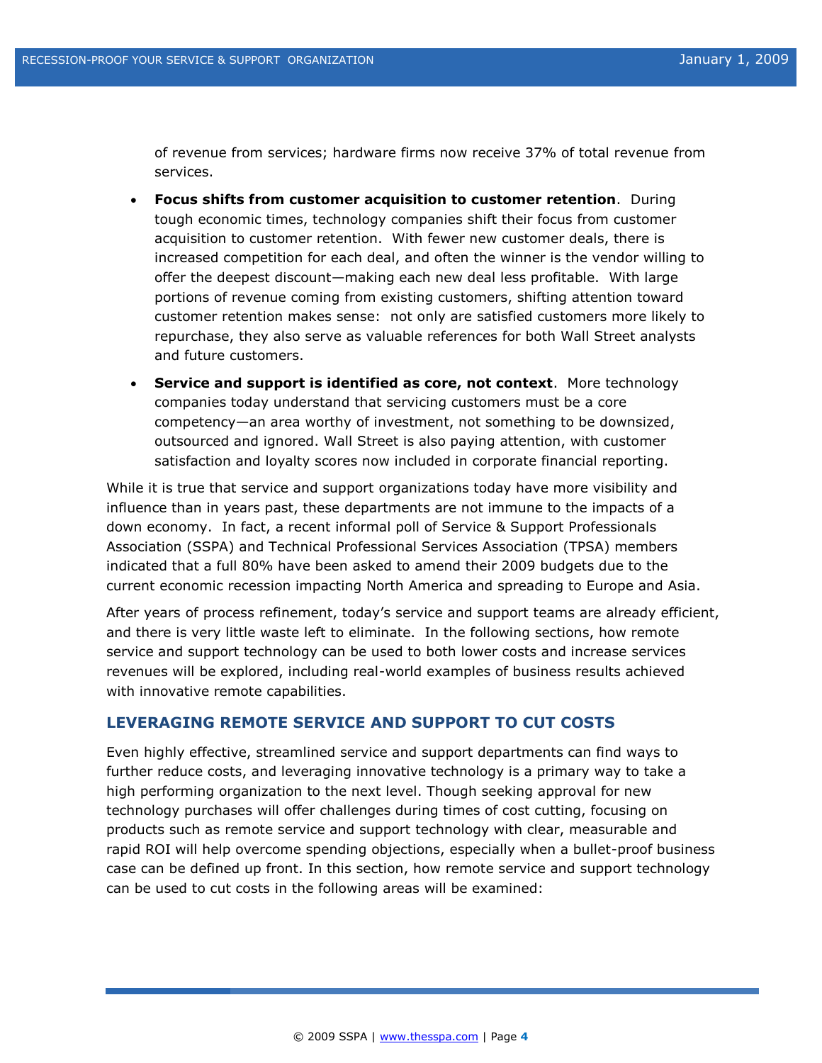of revenue from services; hardware firms now receive 37% of total revenue from services.

- **Focus shifts from customer acquisition to customer retention**. During tough economic times, technology companies shift their focus from customer acquisition to customer retention. With fewer new customer deals, there is increased competition for each deal, and often the winner is the vendor willing to offer the deepest discount—making each new deal less profitable. With large portions of revenue coming from existing customers, shifting attention toward customer retention makes sense: not only are satisfied customers more likely to repurchase, they also serve as valuable references for both Wall Street analysts and future customers.

- **Service and support is identified as core, not context**. More technology companies today understand that servicing customers must be a core competency—an area worthy of investment, not something to be downsized, outsourced and ignored. Wall Street is also paying attention, with customer satisfaction and loyalty scores now included in corporate financial reporting.

While it is true that service and support organizations today have more visibility and influence than in years past, these departments are not immune to the impacts of a down economy. In fact, a recent informal poll of Service & Support Professionals Association (SSPA) and Technical Professional Services Association (TPSA) members indicated that a full 80% have been asked to amend their 2009 budgets due to the current economic recession impacting North America and spreading to Europe and Asia.

After years of process refinement, today's service and support teams are already efficient, and there is very little waste left to eliminate. In the following sections, how remote service and support technology can be used to both lower costs and increase services revenues will be explored, including real-world examples of business results achieved with innovative remote capabilities.

## LEVERAGING REMOTE SERVICE AND SUPPORT TO CUT COSTS

Even highly effective, streamlined service and support departments can find ways to further reduce costs, and leveraging innovative technology is a primary way to take a high performing organization to the next level. Though seeking approval for new technology purchases will offer challenges during times of cost cutting, focusing on products such as remote service and support technology with clear, measurable and rapid ROI will help overcome spending objections, especially when a bullet-proof business case can be defined up front. In this section, how remote service and support technology can be used to cut costs in the following areas will be examined: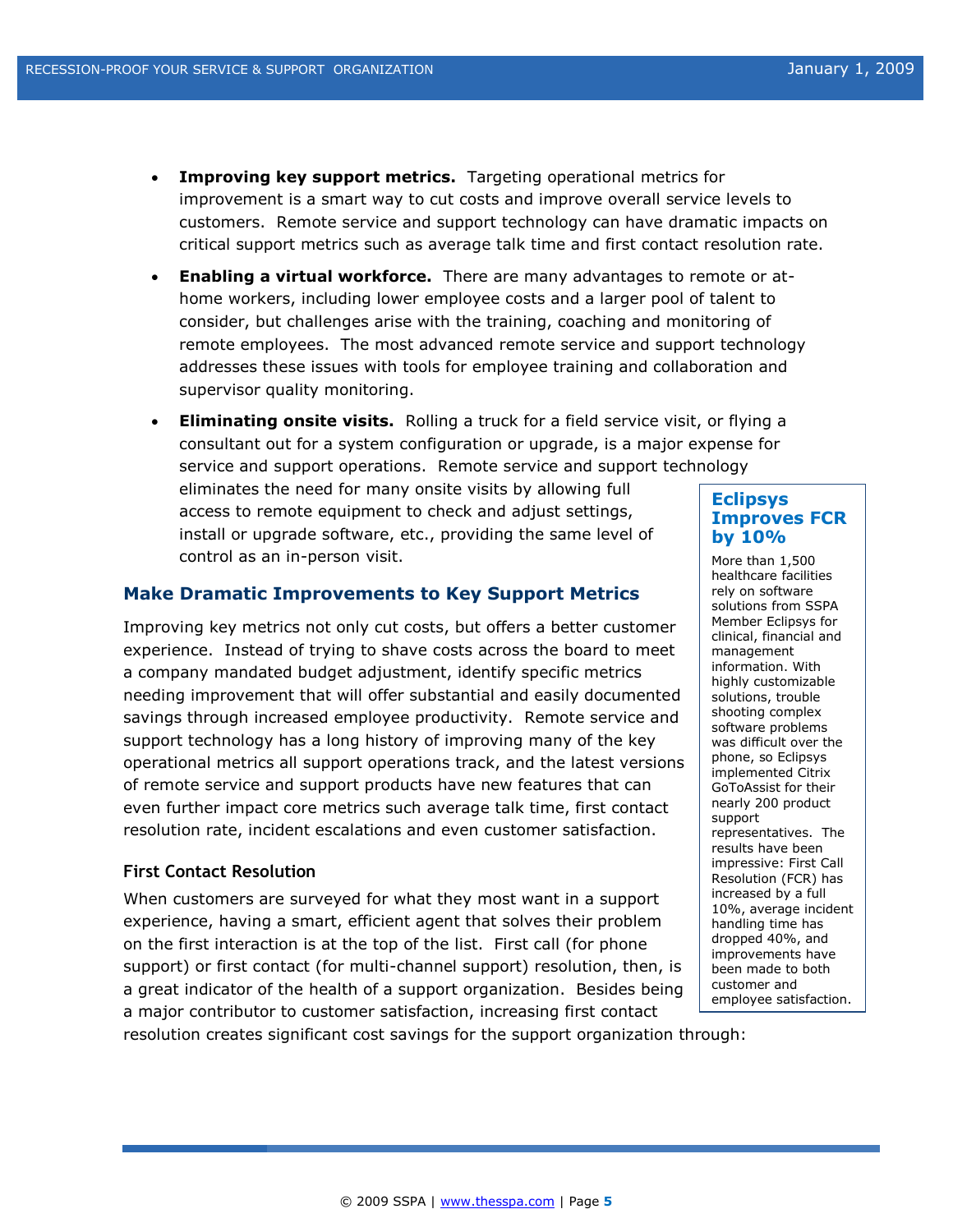- **Improving key support metrics.** Targeting operational metrics for improvement is a smart way to cut costs and improve overall service levels to customers. Remote service and support technology can have dramatic impacts on critical support metrics such as average talk time and first contact resolution rate.
- **Enabling a virtual workforce.** There are many advantages to remote or at-home workers, including lower employee costs and a larger pool of talent to consider, but challenges arise with the training, coaching and monitoring of remote employees. The most advanced remote service and support technology addresses these issues with tools for employee training and collaboration and supervisor quality monitoring.
- **Eliminating onsite visits.** Rolling a truck for a field service visit, or flying a consultant out for a system configuration or upgrade, is a major expense for service and support operations. Remote service and support technology eliminates the need for many onsite visits by allowing full access to remote equipment to check and adjust settings, install or upgrade software, etc., providing the same level of control as an in-person visit.

## Make Dramatic Improvements to Key Support Metrics

Improving key metrics not only cut costs, but offers a better customer experience. Instead of trying to shave costs across the board to meet a company mandated budget adjustment, identify specific metrics needing improvement that will offer substantial and easily documented savings through increased employee productivity. Remote service and support technology has a long history of improving many of the key operational metrics all support operations track, and the latest versions of remote service and support products have new features that can even further impact core metrics such average talk time, first contact resolution rate, incident escalations and even customer satisfaction.

### First Contact Resolution

When customers are surveyed for what they most want in a support experience, having a smart, efficient agent that solves their problem on the first interaction is at the top of the list. First call (for phone support) or first contact (for multi-channel support) resolution, then, is a great indicator of the health of a support organization. Besides being a major contributor to customer satisfaction, increasing first contact resolution creates significant cost savings for the support organization through:

### Eclipsys Improves FCR by 10%

More than 1,500 healthcare facilities rely on software solutions from SSPA Member Eclipsys for clinical, financial and management information. With highly customizable solutions, trouble shooting complex software problems was difficult over the phone, so Eclipsys implemented Citrix GoToAssist for their nearly 200 product support representatives. The results have been impressive: First Call Resolution (FCR) has increased by a full 10%, average incident handling time has dropped 40%, and improvements have been made to both customer and employee satisfaction.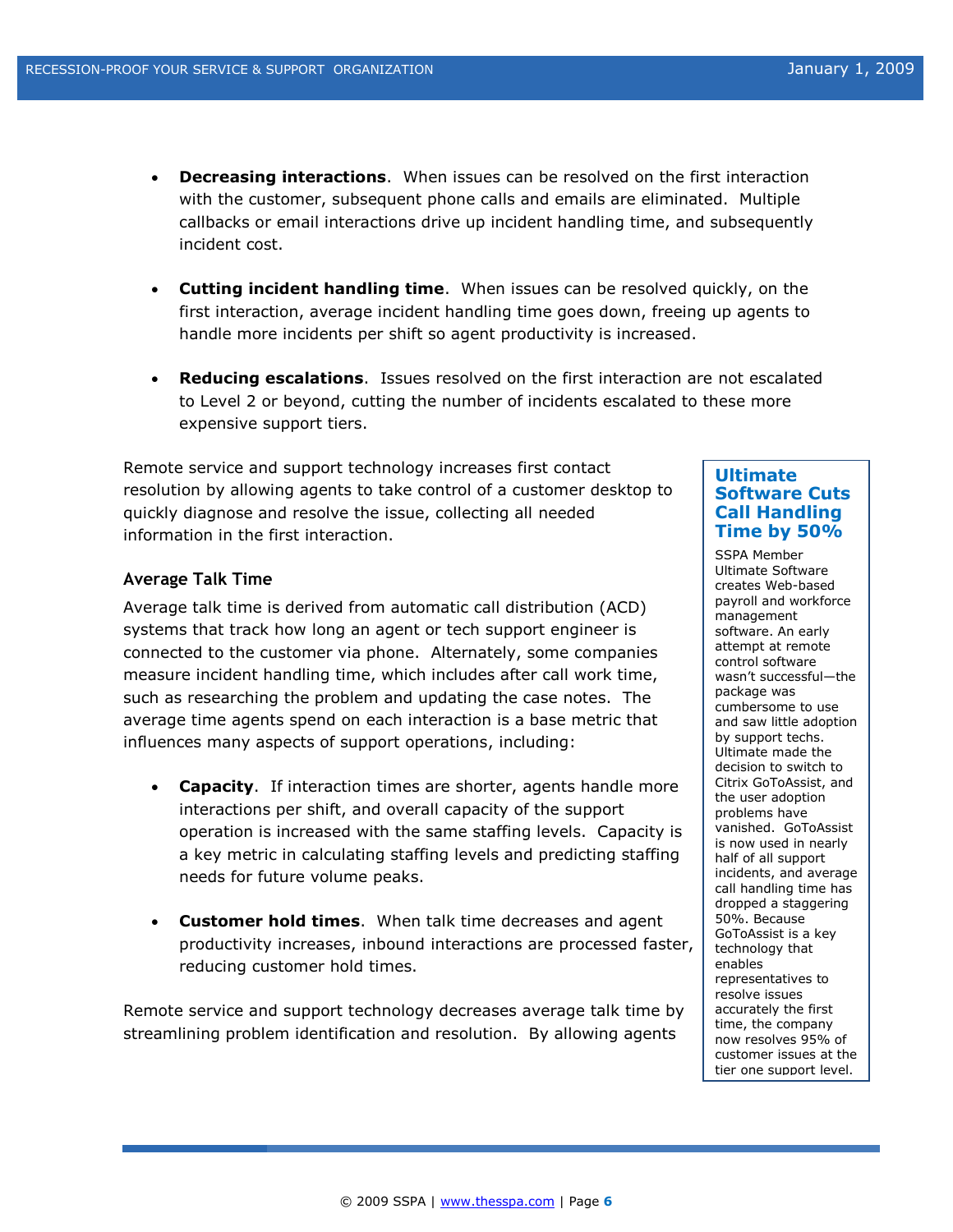- **Decreasing interactions**. When issues can be resolved on the first interaction with the customer, subsequent phone calls and emails are eliminated. Multiple callbacks or email interactions drive up incident handling time, and subsequently incident cost.

- **Cutting incident handling time**. When issues can be resolved quickly, on the first interaction, average incident handling time goes down, freeing up agents to handle more incidents per shift so agent productivity is increased.

- **Reducing escalations**. Issues resolved on the first interaction are not escalated to Level 2 or beyond, cutting the number of incidents escalated to these more expensive support tiers.

Remote service and support technology increases first contact resolution by allowing agents to take control of a customer desktop to quickly diagnose and resolve the issue, collecting all needed information in the first interaction.

### Average Talk Time

Average talk time is derived from automatic call distribution (ACD) systems that track how long an agent or tech support engineer is connected to the customer via phone. Alternately, some companies measure incident handling time, which includes after call work time, such as researching the problem and updating the case notes. The average time agents spend on each interaction is a base metric that influences many aspects of support operations, including:

- **Capacity**. If interaction times are shorter, agents handle more interactions per shift, and overall capacity of the support operation is increased with the same staffing levels. Capacity is a key metric in calculating staffing levels and predicting staffing needs for future volume peaks.

- **Customer hold times**. When talk time decreases and agent productivity increases, inbound interactions are processed faster, reducing customer hold times.

Remote service and support technology decreases average talk time by streamlining problem identification and resolution. By allowing agents

### Ultimate Software Cuts Call Handling Time by 50%

SSPA Member Ultimate Software creates Web-based payroll and workforce management software. An early attempt at remote control software wasn't successful—the package was cumbersome to use and saw little adoption by support techs. Ultimate made the decision to switch to Citrix GoToAssist, and the user adoption problems have vanished. GoToAssist is now used in nearly half of all support incidents, and average call handling time has dropped a staggering 50%. Because GoToAssist is a key technology that enables representatives to resolve issues accurately the first time, the company now resolves 95% of customer issues at the tier one support level.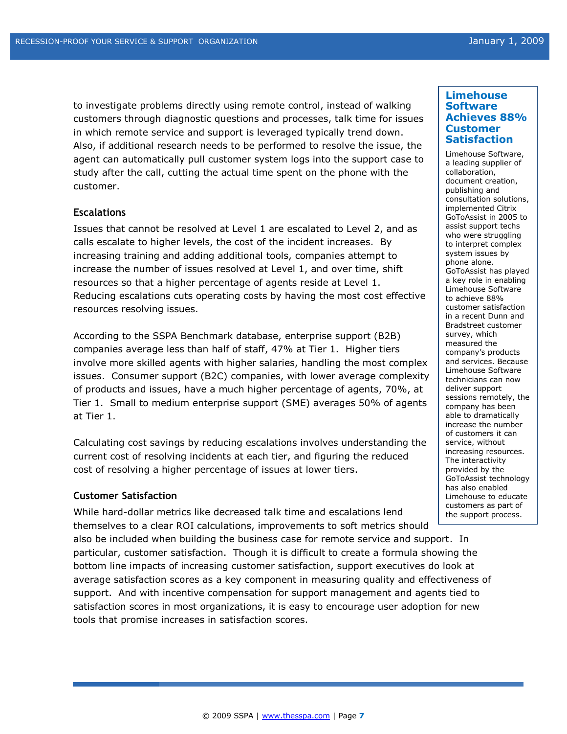to investigate problems directly using remote control, instead of walking customers through diagnostic questions and processes, talk time for issues in which remote service and support is leveraged typically trend down. Also, if additional research needs to be performed to resolve the issue, the agent can automatically pull customer system logs into the support case to study after the call, cutting the actual time spent on the phone with the customer.

### Escalations

Issues that cannot be resolved at Level 1 are escalated to Level 2, and as calls escalate to higher levels, the cost of the incident increases. By increasing training and adding additional tools, companies attempt to increase the number of issues resolved at Level 1, and over time, shift resources so that a higher percentage of agents reside at Level 1. Reducing escalations cuts operating costs by having the most cost effective resources resolving issues.

According to the SSPA Benchmark database, enterprise support (B2B) companies average less than half of staff, 47% at Tier 1. Higher tiers involve more skilled agents with higher salaries, handling the most complex issues. Consumer support (B2C) companies, with lower average complexity of products and issues, have a much higher percentage of agents, 70%, at Tier 1. Small to medium enterprise support (SME) averages 50% of agents at Tier 1.

Calculating cost savings by reducing escalations involves understanding the current cost of resolving incidents at each tier, and figuring the reduced cost of resolving a higher percentage of issues at lower tiers.

### Customer Satisfaction

While hard-dollar metrics like decreased talk time and escalations lend themselves to a clear ROI calculations, improvements to soft metrics should also be included when building the business case for remote service and support. In particular, customer satisfaction. Though it is difficult to create a formula showing the bottom line impacts of increasing customer satisfaction, support executives do look at average satisfaction scores as a key component in measuring quality and effectiveness of support. And with incentive compensation for support management and agents tied to satisfaction scores in most organizations, it is easy to encourage user adoption for new tools that promise increases in satisfaction scores.

> **Limehouse Software Achieves 88% Customer Satisfaction**
>
> Limehouse Software, a leading supplier of collaboration, document creation, publishing and consultation solutions, implemented Citrix GoToAssist in 2005 to assist support techs who were struggling to interpret complex system issues by phone alone. GoToAssist has played a key role in enabling Limehouse Software to achieve 88% customer satisfaction in a recent Dunn and Bradstreet customer survey, which measured the company's products and services. Because Limehouse Software technicians can now deliver support sessions remotely, the company has been able to dramatically increase the number of customers it can service, without increasing resources. The interactivity provided by the GoToAssist technology has also enabled Limehouse to educate customers as part of the support process.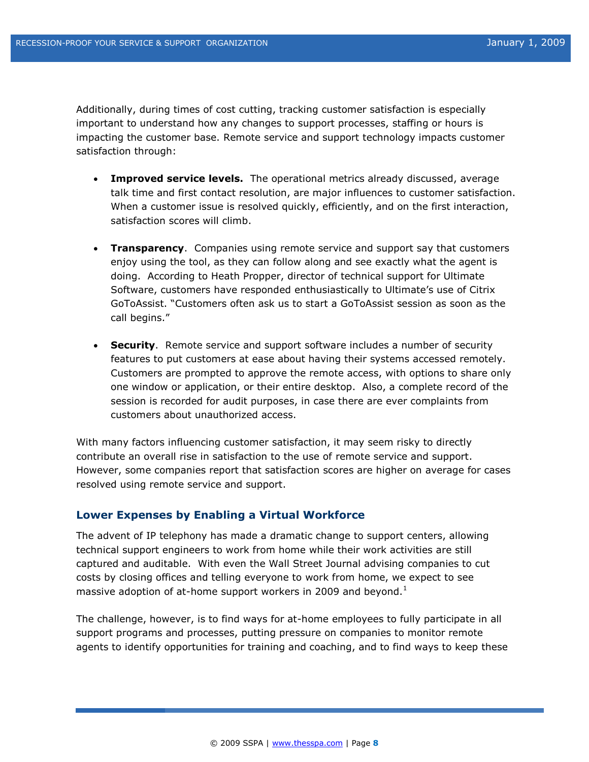Additionally, during times of cost cutting, tracking customer satisfaction is especially important to understand how any changes to support processes, staffing or hours is impacting the customer base. Remote service and support technology impacts customer satisfaction through:

- **Improved service levels.** The operational metrics already discussed, average talk time and first contact resolution, are major influences to customer satisfaction. When a customer issue is resolved quickly, efficiently, and on the first interaction, satisfaction scores will climb.

- **Transparency**. Companies using remote service and support say that customers enjoy using the tool, as they can follow along and see exactly what the agent is doing. According to Heath Propper, director of technical support for Ultimate Software, customers have responded enthusiastically to Ultimate's use of Citrix GoToAssist. "Customers often ask us to start a GoToAssist session as soon as the call begins."

- **Security**. Remote service and support software includes a number of security features to put customers at ease about having their systems accessed remotely. Customers are prompted to approve the remote access, with options to share only one window or application, or their entire desktop. Also, a complete record of the session is recorded for audit purposes, in case there are ever complaints from customers about unauthorized access.

With many factors influencing customer satisfaction, it may seem risky to directly contribute an overall rise in satisfaction to the use of remote service and support. However, some companies report that satisfaction scores are higher on average for cases resolved using remote service and support.

### Lower Expenses by Enabling a Virtual Workforce

The advent of IP telephony has made a dramatic change to support centers, allowing technical support engineers to work from home while their work activities are still captured and auditable. With even the Wall Street Journal advising companies to cut costs by closing offices and telling everyone to work from home, we expect to see massive adoption of at-home support workers in 2009 and beyond.[1]

The challenge, however, is to find ways for at-home employees to fully participate in all support programs and processes, putting pressure on companies to monitor remote agents to identify opportunities for training and coaching, and to find ways to keep these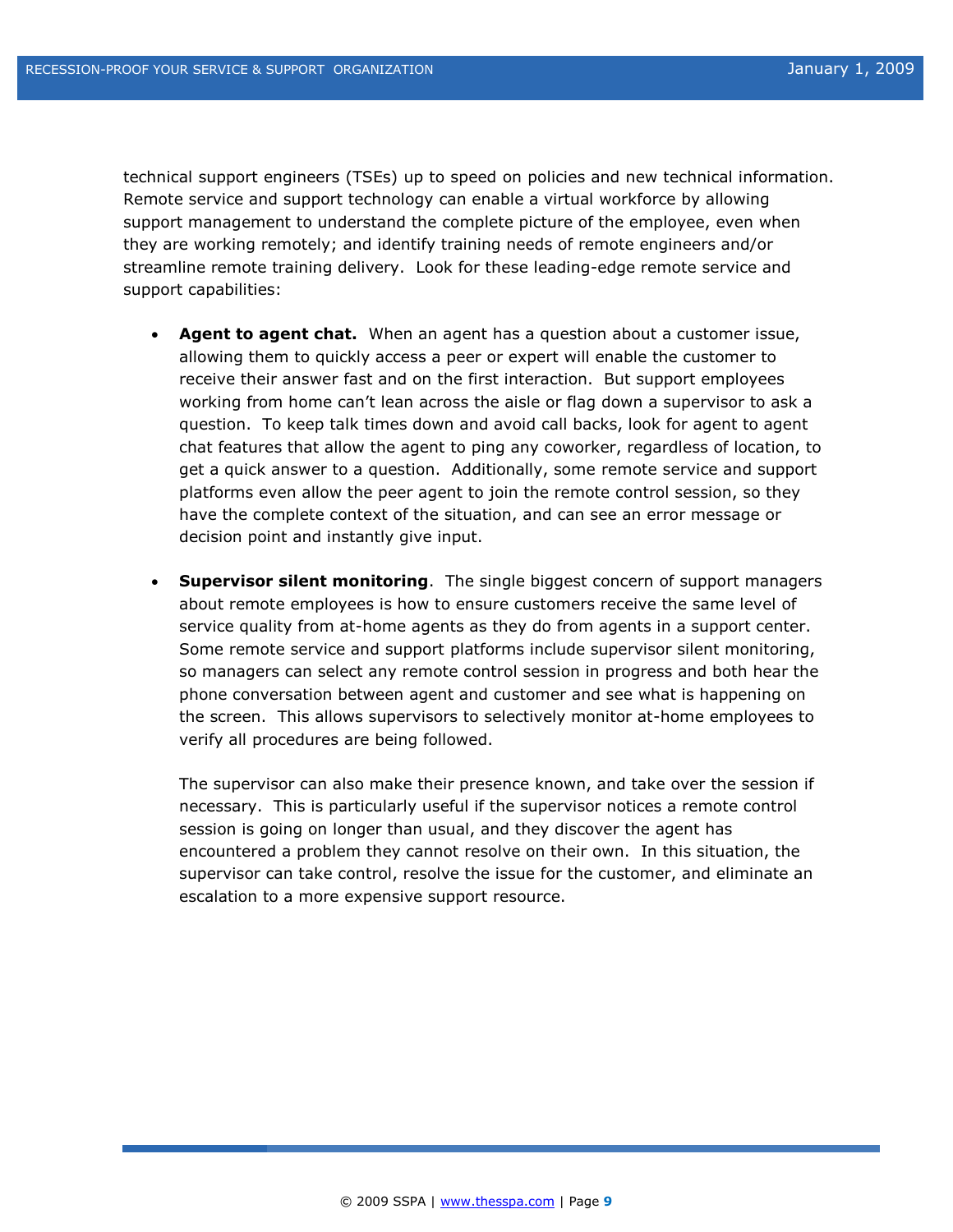technical support engineers (TSEs) up to speed on policies and new technical information. Remote service and support technology can enable a virtual workforce by allowing support management to understand the complete picture of the employee, even when they are working remotely; and identify training needs of remote engineers and/or streamline remote training delivery. Look for these leading-edge remote service and support capabilities:

- **Agent to agent chat.** When an agent has a question about a customer issue, allowing them to quickly access a peer or expert will enable the customer to receive their answer fast and on the first interaction. But support employees working from home can't lean across the aisle or flag down a supervisor to ask a question. To keep talk times down and avoid call backs, look for agent to agent chat features that allow the agent to ping any coworker, regardless of location, to get a quick answer to a question. Additionally, some remote service and support platforms even allow the peer agent to join the remote control session, so they have the complete context of the situation, and can see an error message or decision point and instantly give input.

- **Supervisor silent monitoring**. The single biggest concern of support managers about remote employees is how to ensure customers receive the same level of service quality from at-home agents as they do from agents in a support center. Some remote service and support platforms include supervisor silent monitoring, so managers can select any remote control session in progress and both hear the phone conversation between agent and customer and see what is happening on the screen. This allows supervisors to selectively monitor at-home employees to verify all procedures are being followed.

  The supervisor can also make their presence known, and take over the session if necessary. This is particularly useful if the supervisor notices a remote control session is going on longer than usual, and they discover the agent has encountered a problem they cannot resolve on their own. In this situation, the supervisor can take control, resolve the issue for the customer, and eliminate an escalation to a more expensive support resource.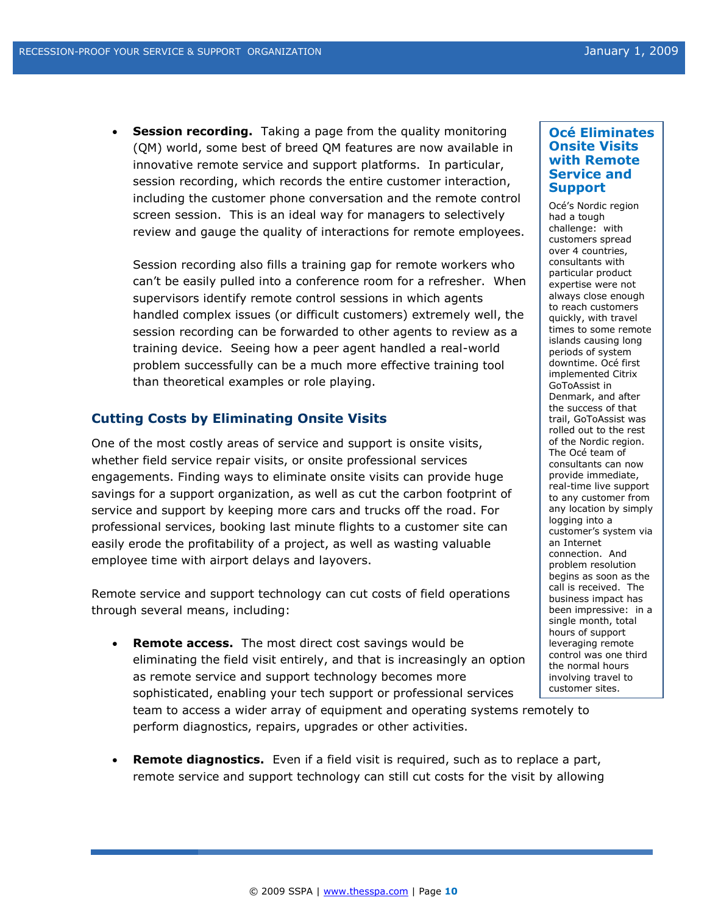- **Session recording.** Taking a page from the quality monitoring (QM) world, some best of breed QM features are now available in innovative remote service and support platforms. In particular, session recording, which records the entire customer interaction, including the customer phone conversation and the remote control screen session. This is an ideal way for managers to selectively review and gauge the quality of interactions for remote employees.

  Session recording also fills a training gap for remote workers who can't be easily pulled into a conference room for a refresher. When supervisors identify remote control sessions in which agents handled complex issues (or difficult customers) extremely well, the session recording can be forwarded to other agents to review as a training device. Seeing how a peer agent handled a real-world problem successfully can be a much more effective training tool than theoretical examples or role playing.

## Cutting Costs by Eliminating Onsite Visits

One of the most costly areas of service and support is onsite visits, whether field service repair visits, or onsite professional services engagements. Finding ways to eliminate onsite visits can provide huge savings for a support organization, as well as cut the carbon footprint of service and support by keeping more cars and trucks off the road. For professional services, booking last minute flights to a customer site can easily erode the profitability of a project, as well as wasting valuable employee time with airport delays and layovers.

Remote service and support technology can cut costs of field operations through several means, including:

- **Remote access.** The most direct cost savings would be eliminating the field visit entirely, and that is increasingly an option as remote service and support technology becomes more sophisticated, enabling your tech support or professional services team to access a wider array of equipment and operating systems remotely to perform diagnostics, repairs, upgrades or other activities.

- **Remote diagnostics.** Even if a field visit is required, such as to replace a part, remote service and support technology can still cut costs for the visit by allowing

### Océ Eliminates Onsite Visits with Remote Service and Support

Océ's Nordic region had a tough challenge: with customers spread over 4 countries, consultants with particular product expertise were not always close enough to reach customers quickly, with travel times to some remote islands causing long periods of system downtime. Océ first implemented Citrix GoToAssist in Denmark, and after the success of that trail, GoToAssist was rolled out to the rest of the Nordic region. The Océ team of consultants can now provide immediate, real-time live support to any customer from any location by simply logging into a customer's system via an Internet connection. And problem resolution begins as soon as the call is received. The business impact has been impressive: in a single month, total hours of support leveraging remote control was one third the normal hours involving travel to customer sites.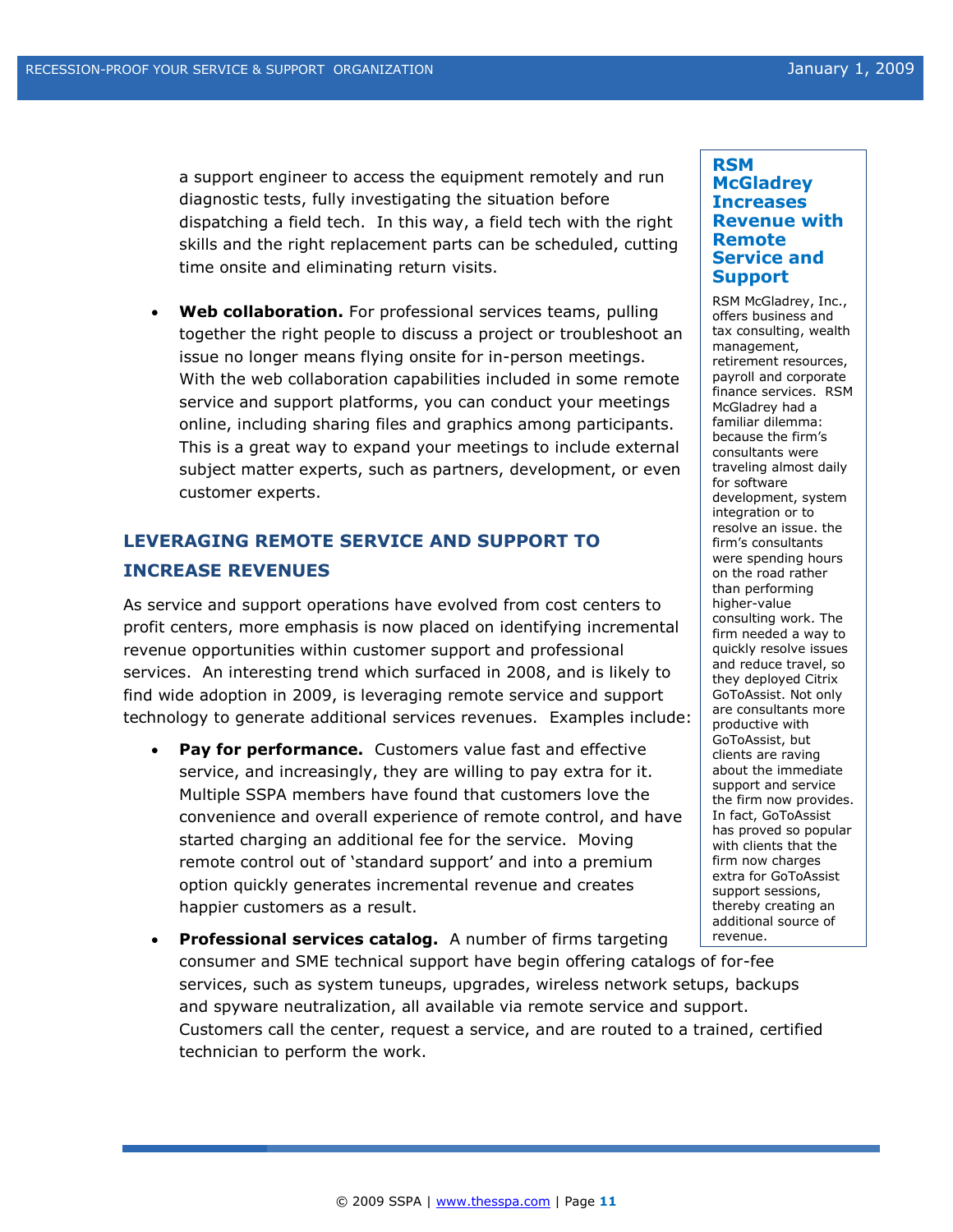a support engineer to access the equipment remotely and run diagnostic tests, fully investigating the situation before dispatching a field tech. In this way, a field tech with the right skills and the right replacement parts can be scheduled, cutting time onsite and eliminating return visits.

- **Web collaboration.** For professional services teams, pulling together the right people to discuss a project or troubleshoot an issue no longer means flying onsite for in-person meetings. With the web collaboration capabilities included in some remote service and support platforms, you can conduct your meetings online, including sharing files and graphics among participants. This is a great way to expand your meetings to include external subject matter experts, such as partners, development, or even customer experts.

## LEVERAGING REMOTE SERVICE AND SUPPORT TO INCREASE REVENUES

As service and support operations have evolved from cost centers to profit centers, more emphasis is now placed on identifying incremental revenue opportunities within customer support and professional services. An interesting trend which surfaced in 2008, and is likely to find wide adoption in 2009, is leveraging remote service and support technology to generate additional services revenues. Examples include:

- **Pay for performance.** Customers value fast and effective service, and increasingly, they are willing to pay extra for it. Multiple SSPA members have found that customers love the convenience and overall experience of remote control, and have started charging an additional fee for the service. Moving remote control out of 'standard support' and into a premium option quickly generates incremental revenue and creates happier customers as a result.
- **Professional services catalog.** A number of firms targeting consumer and SME technical support have begin offering catalogs of for-fee services, such as system tuneups, upgrades, wireless network setups, backups and spyware neutralization, all available via remote service and support. Customers call the center, request a service, and are routed to a trained, certified technician to perform the work.

### RSM McGladrey Increases Revenue with Remote Service and Support

RSM McGladrey, Inc., offers business and tax consulting, wealth management, retirement resources, payroll and corporate finance services. RSM McGladrey had a familiar dilemma: because the firm's consultants were traveling almost daily for software development, system integration or to resolve an issue. the firm's consultants were spending hours on the road rather than performing higher-value consulting work. The firm needed a way to quickly resolve issues and reduce travel, so they deployed Citrix GoToAssist. Not only are consultants more productive with GoToAssist, but clients are raving about the immediate support and service the firm now provides. In fact, GoToAssist has proved so popular with clients that the firm now charges extra for GoToAssist support sessions, thereby creating an additional source of revenue.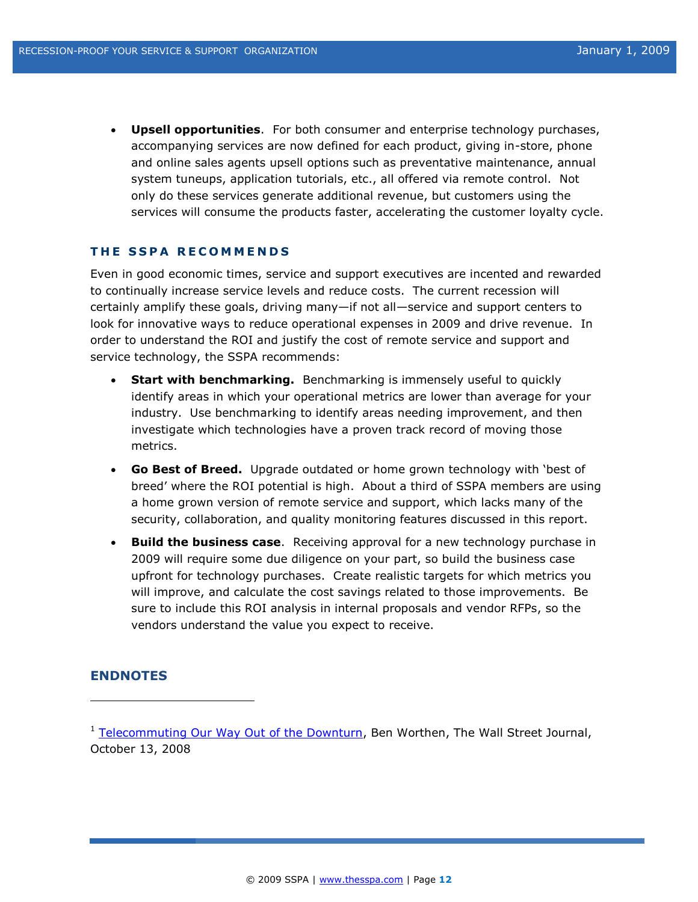- **Upsell opportunities**. For both consumer and enterprise technology purchases, accompanying services are now defined for each product, giving in-store, phone and online sales agents upsell options such as preventative maintenance, annual system tuneups, application tutorials, etc., all offered via remote control. Not only do these services generate additional revenue, but customers using the services will consume the products faster, accelerating the customer loyalty cycle.

## THE SSPA RECOMMENDS

Even in good economic times, service and support executives are incented and rewarded to continually increase service levels and reduce costs. The current recession will certainly amplify these goals, driving many—if not all—service and support centers to look for innovative ways to reduce operational expenses in 2009 and drive revenue. In order to understand the ROI and justify the cost of remote service and support and service technology, the SSPA recommends:

- **Start with benchmarking.** Benchmarking is immensely useful to quickly identify areas in which your operational metrics are lower than average for your industry. Use benchmarking to identify areas needing improvement, and then investigate which technologies have a proven track record of moving those metrics.
- **Go Best of Breed.** Upgrade outdated or home grown technology with 'best of breed' where the ROI potential is high. About a third of SSPA members are using a home grown version of remote service and support, which lacks many of the security, collaboration, and quality monitoring features discussed in this report.
- **Build the business case**. Receiving approval for a new technology purchase in 2009 will require some due diligence on your part, so build the business case upfront for technology purchases. Create realistic targets for which metrics you will improve, and calculate the cost savings related to those improvements. Be sure to include this ROI analysis in internal proposals and vendor RFPs, so the vendors understand the value you expect to receive.

## ENDNOTES

[1] Telecommuting Our Way Out of the Downturn, Ben Worthen, The Wall Street Journal, October 13, 2008